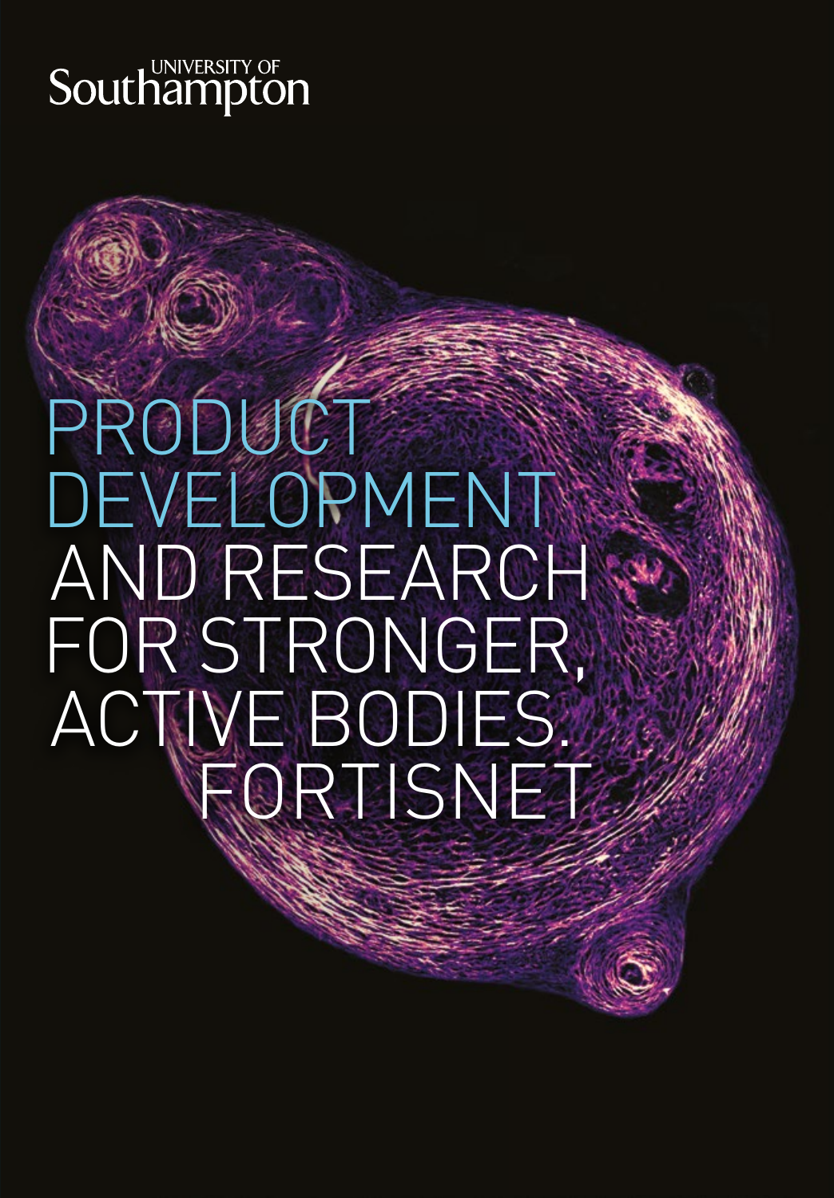UNIVERSITY OF Southampton

# PRODUCT DEVELOPMENT AND RESEARCH FOR STRONGER, ACTIVE BODIES.

# FORTISNET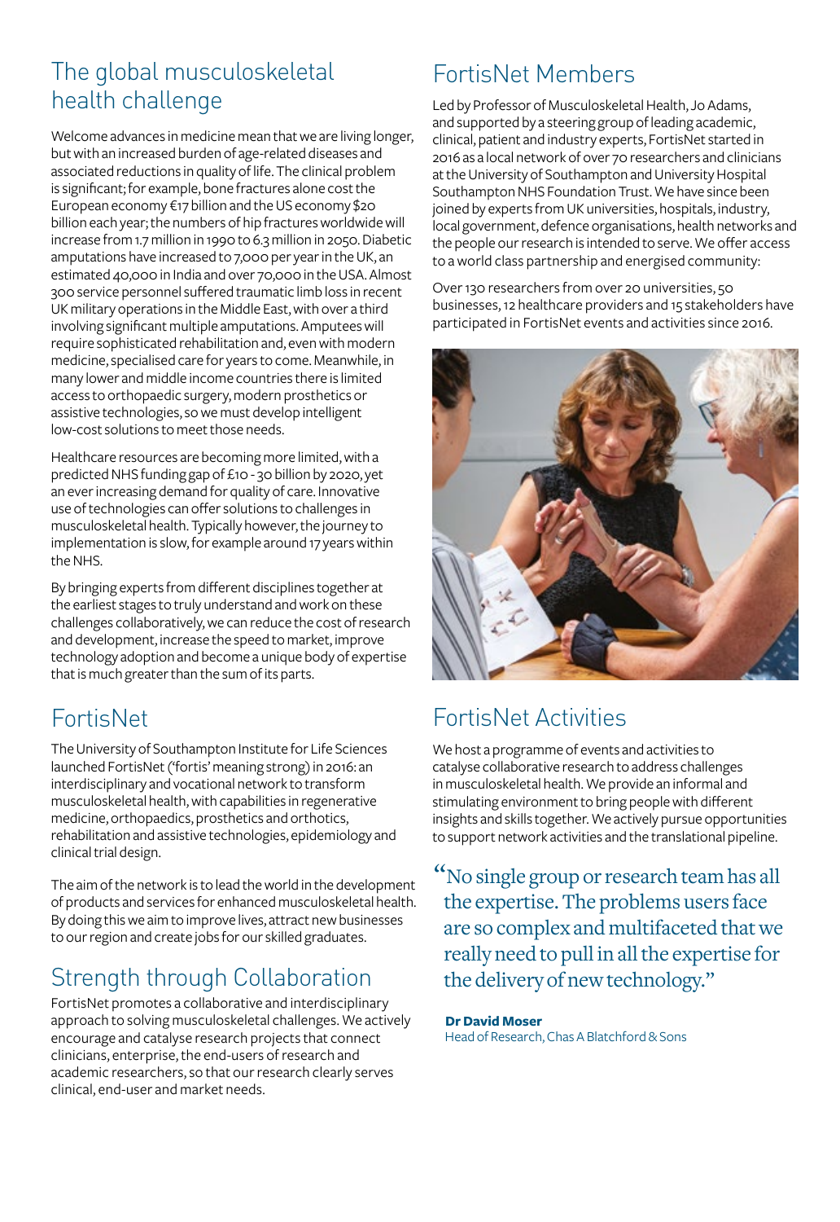## The global musculoskeletal health challenge

Welcome advances in medicine mean that we are living longer, but with an increased burden of age-related diseases and associated reductions in quality of life. The clinical problem is significant; for example, bone fractures alone cost the European economy €17 billion and the US economy $20 billion each year; the numbers of hip fractures worldwide will increase from 1.7 million in 1990 to 6.3 million in 2050. Diabetic amputations have increased to 7,000 per year in the UK, an estimated 40,000 in India and over 70,000 in the USA. Almost 300 service personnel suffered traumatic limb loss in recent UK military operations in the Middle East, with over a third involving significant multiple amputations. Amputees will require sophisticated rehabilitation and, even with modern medicine, specialised care for years to come. Meanwhile, in many lower and middle income countries there is limited access to orthopaedic surgery, modern prosthetics or assistive technologies, so we must develop intelligent low-cost solutions to meet those needs.

Healthcare resources are becoming more limited, with a predicted NHS funding gap of £10 - 30 billion by 2020, yet an ever increasing demand for quality of care. Innovative use of technologies can offer solutions to challenges in musculoskeletal health. Typically however, the journey to implementation is slow, for example around 17 years within the NHS.

By bringing experts from different disciplines together at the earliest stages to truly understand and work on these challenges collaboratively, we can reduce the cost of research and development, increase the speed to market, improve technology adoption and become a unique body of expertise that is much greater than the sum of its parts.

## FortisNet

The University of Southampton Institute for Life Sciences launched FortisNet ('fortis' meaning strong) in 2016: an interdisciplinary and vocational network to transform musculoskeletal health, with capabilities in regenerative medicine, orthopaedics, prosthetics and orthotics, rehabilitation and assistive technologies, epidemiology and clinical trial design.

The aim of the network is to lead the world in the development of products and services for enhanced musculoskeletal health. By doing this we aim to improve lives, attract new businesses to our region and create jobs for our skilled graduates.

## Strength through Collaboration

FortisNet promotes a collaborative and interdisciplinary approach to solving musculoskeletal challenges. We actively encourage and catalyse research projects that connect clinicians, enterprise, the end-users of research and academic researchers, so that our research clearly serves clinical, end-user and market needs.

## FortisNet Members

Led by Professor of Musculoskeletal Health, Jo Adams, and supported by a steering group of leading academic, clinical, patient and industry experts, FortisNet started in 2016 as a local network of over 70 researchers and clinicians at the University of Southampton and University Hospital Southampton NHS Foundation Trust. We have since been joined by experts from UK universities, hospitals, industry, local government, defence organisations, health networks and the people our research is intended to serve. We offer access to a world class partnership and energised community:

Over 130 researchers from over 20 universities, 50 businesses, 12 healthcare providers and 15 stakeholders have participated in FortisNet events and activities since 2016.

## FortisNet Activities

We host a programme of events and activities to catalyse collaborative research to address challenges in musculoskeletal health. We provide an informal and stimulating environment to bring people with different insights and skills together. We actively pursue opportunities to support network activities and the translational pipeline.

> "No single group or research team has all the expertise. The problems users face are so complex and multifaceted that we really need to pull in all the expertise for the delivery of new technology."

**Dr David Moser**
Head of Research, Chas A Blatchford & Sons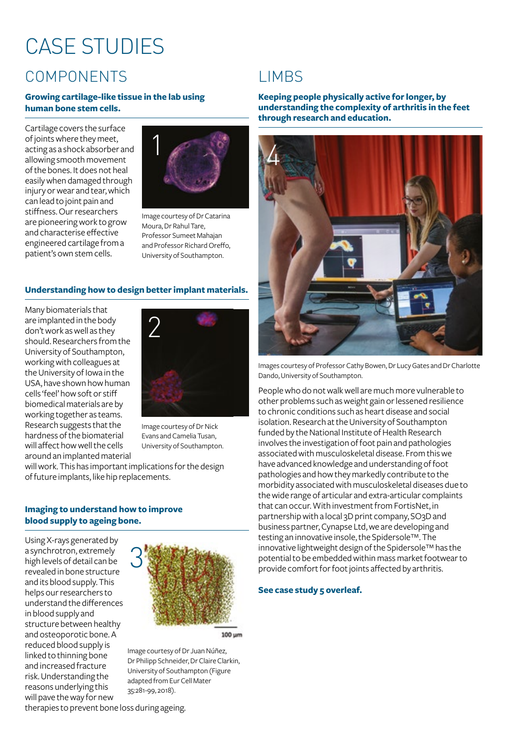# CASE STUDIES

## COMPONENTS

**Growing cartilage-like tissue in the lab using human bone stem cells.**

Cartilage covers the surface of joints where they meet, acting as a shock absorber and allowing smooth movement of the bones. It does not heal easily when damaged through injury or wear and tear, which can lead to joint pain and stiffness. Our researchers are pioneering work to grow and characterise effective engineered cartilage from a patient's own stem cells.

1

Image courtesy of Dr Catarina Moura, Dr Rahul Tare, Professor Sumeet Mahajan and Professor Richard Oreffo, University of Southampton.

**Understanding how to design better implant materials.**

Many biomaterials that are implanted in the body don't work as well as they should. Researchers from the University of Southampton, working with colleagues at the University of Iowa in the USA, have shown how human cells 'feel' how soft or stiff biomedical materials are by working together as teams. Research suggests that the hardness of the biomaterial will affect how well the cells around an implanted material will work. This has important implications for the design of future implants, like hip replacements.

2

Image courtesy of Dr Nick Evans and Camelia Tusan, University of Southampton.

**Imaging to understand how to improve blood supply to ageing bone.**

Using X-rays generated by a synchrotron, extremely high levels of detail can be revealed in bone structure and its blood supply. This helps our researchers to understand the differences in blood supply and structure between healthy and osteoporotic bone. A reduced blood supply is linked to thinning bone and increased fracture risk. Understanding the reasons underlying this will pave the way for new therapies to prevent bone loss during ageing.

3

100 µm

Image courtesy of Dr Juan Núñez, Dr Philipp Schneider, Dr Claire Clarkin, University of Southampton (Figure adapted from Eur Cell Mater 35:281-99, 2018).

## LIMBS

**Keeping people physically active for longer, by understanding the complexity of arthritis in the feet through research and education.**

4

Images courtesy of Professor Cathy Bowen, Dr Lucy Gates and Dr Charlotte Dando, University of Southampton.

People who do not walk well are much more vulnerable to other problems such as weight gain or lessened resilience to chronic conditions such as heart disease and social isolation. Research at the University of Southampton funded by the National Institute of Health Research involves the investigation of foot pain and pathologies associated with musculoskeletal disease. From this we have advanced knowledge and understanding of foot pathologies and how they markedly contribute to the morbidity associated with musculoskeletal diseases due to the wide range of articular and extra-articular complaints that can occur. With investment from FortisNet, in partnership with a local 3D print company, SO3D and business partner, Cynapse Ltd, we are developing and testing an innovative insole, the Spidersole™. The innovative lightweight design of the Spidersole™ has the potential to be embedded within mass market footwear to provide comfort for foot joints affected by arthritis.

**See case study 5 overleaf.**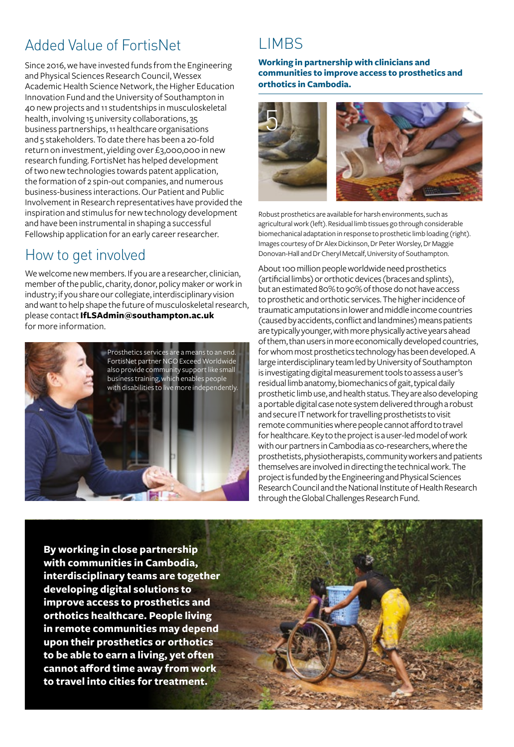## Added Value of FortisNet

Since 2016, we have invested funds from the Engineering and Physical Sciences Research Council, Wessex Academic Health Science Network, the Higher Education Innovation Fund and the University of Southampton in 40 new projects and 11 studentships in musculoskeletal health, involving 15 university collaborations, 35 business partnerships, 11 healthcare organisations and 5 stakeholders. To date there has been a 20-fold return on investment, yielding over £3,000,000 in new research funding. FortisNet has helped development of two new technologies towards patent application, the formation of 2 spin-out companies, and numerous business-business interactions. Our Patient and Public Involvement in Research representatives have provided the inspiration and stimulus for new technology development and have been instrumental in shaping a successful Fellowship application for an early career researcher.

## How to get involved

We welcome new members. If you are a researcher, clinician, member of the public, charity, donor, policy maker or work in industry; if you share our collegiate, interdisciplinary vision and want to help shape the future of musculoskeletal research, please contact **IfLSAdmin@southampton.ac.uk** for more information.

Prosthetics services are a means to an end. FortisNet partner NGO Exceed Worldwide also provide community support like small business training, which enables people with disabilities to live more independently.

## LIMBS

**Working in partnership with clinicians and communities to improve access to prosthetics and orthotics in Cambodia.**

5

Robust prosthetics are available for harsh environments, such as agricultural work (left). Residual limb tissues go through considerable biomechanical adaptation in response to prosthetic limb loading (right). Images courtesy of Dr Alex Dickinson, Dr Peter Worsley, Dr Maggie Donovan-Hall and Dr Cheryl Metcalf, University of Southampton.

About 100 million people worldwide need prosthetics (artificial limbs) or orthotic devices (braces and splints), but an estimated 80% to 90% of those do not have access to prosthetic and orthotic services. The higher incidence of traumatic amputations in lower and middle income countries (caused by accidents, conflict and landmines) means patients are typically younger, with more physically active years ahead of them, than users in more economically developed countries, for whom most prosthetics technology has been developed. A large interdisciplinary team led by University of Southampton is investigating digital measurement tools to assess a user's residual limb anatomy, biomechanics of gait, typical daily prosthetic limb use, and health status. They are also developing a portable digital case note system delivered through a robust and secure IT network for travelling prosthetists to visit remote communities where people cannot afford to travel for healthcare. Key to the project is a user-led model of work with our partners in Cambodia as co-researchers, where the prosthetists, physiotherapists, community workers and patients themselves are involved in directing the technical work. The project is funded by the Engineering and Physical Sciences Research Council and the National Institute of Health Research through the Global Challenges Research Fund.

**By working in close partnership with communities in Cambodia, interdisciplinary teams are together developing digital solutions to improve access to prosthetics and orthotics healthcare. People living in remote communities may depend upon their prosthetics or orthotics to be able to earn a living, yet often cannot afford time away from work to travel into cities for treatment.**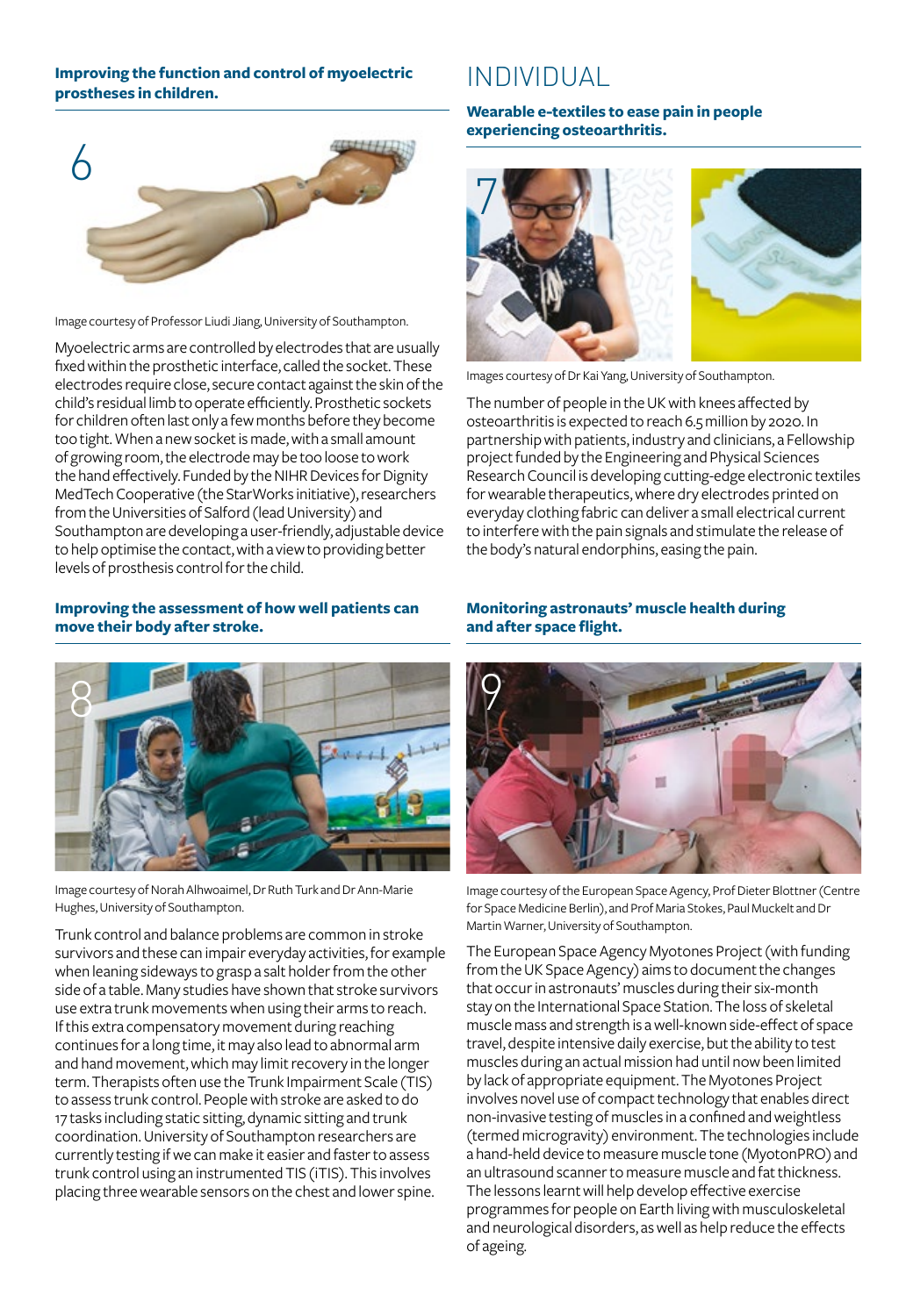**Improving the function and control of myoelectric prostheses in children.**

6

Image courtesy of Professor Liudi Jiang, University of Southampton.

Myoelectric arms are controlled by electrodes that are usually fixed within the prosthetic interface, called the socket. These electrodes require close, secure contact against the skin of the child's residual limb to operate efficiently. Prosthetic sockets for children often last only a few months before they become too tight. When a new socket is made, with a small amount of growing room, the electrode may be too loose to work the hand effectively. Funded by the NIHR Devices for Dignity MedTech Cooperative (the StarWorks initiative), researchers from the Universities of Salford (lead University) and Southampton are developing a user-friendly, adjustable device to help optimise the contact, with a view to providing better levels of prosthesis control for the child.

**Improving the assessment of how well patients can move their body after stroke.**

8

Image courtesy of Norah Alhwoaimel, Dr Ruth Turk and Dr Ann-Marie Hughes, University of Southampton.

Trunk control and balance problems are common in stroke survivors and these can impair everyday activities, for example when leaning sideways to grasp a salt holder from the other side of a table. Many studies have shown that stroke survivors use extra trunk movements when using their arms to reach. If this extra compensatory movement during reaching continues for a long time, it may also lead to abnormal arm and hand movement, which may limit recovery in the longer term. Therapists often use the Trunk Impairment Scale (TIS) to assess trunk control. People with stroke are asked to do 17 tasks including static sitting, dynamic sitting and trunk coordination. University of Southampton researchers are currently testing if we can make it easier and faster to assess trunk control using an instrumented TIS (iTIS). This involves placing three wearable sensors on the chest and lower spine.

# INDIVIDUAL

**Wearable e-textiles to ease pain in people experiencing osteoarthritis.**

7

Images courtesy of Dr Kai Yang, University of Southampton.

The number of people in the UK with knees affected by osteoarthritis is expected to reach 6.5 million by 2020. In partnership with patients, industry and clinicians, a Fellowship project funded by the Engineering and Physical Sciences Research Council is developing cutting-edge electronic textiles for wearable therapeutics, where dry electrodes printed on everyday clothing fabric can deliver a small electrical current to interfere with the pain signals and stimulate the release of the body's natural endorphins, easing the pain.

**Monitoring astronauts' muscle health during and after space flight.**

9

Image courtesy of the European Space Agency, Prof Dieter Blottner (Centre for Space Medicine Berlin), and Prof Maria Stokes, Paul Muckelt and Dr Martin Warner, University of Southampton.

The European Space Agency Myotones Project (with funding from the UK Space Agency) aims to document the changes that occur in astronauts' muscles during their six-month stay on the International Space Station. The loss of skeletal muscle mass and strength is a well-known side-effect of space travel, despite intensive daily exercise, but the ability to test muscles during an actual mission had until now been limited by lack of appropriate equipment. The Myotones Project involves novel use of compact technology that enables direct non-invasive testing of muscles in a confined and weightless (termed microgravity) environment. The technologies include a hand-held device to measure muscle tone (MyotonPRO) and an ultrasound scanner to measure muscle and fat thickness. The lessons learnt will help develop effective exercise programmes for people on Earth living with musculoskeletal and neurological disorders, as well as help reduce the effects of ageing.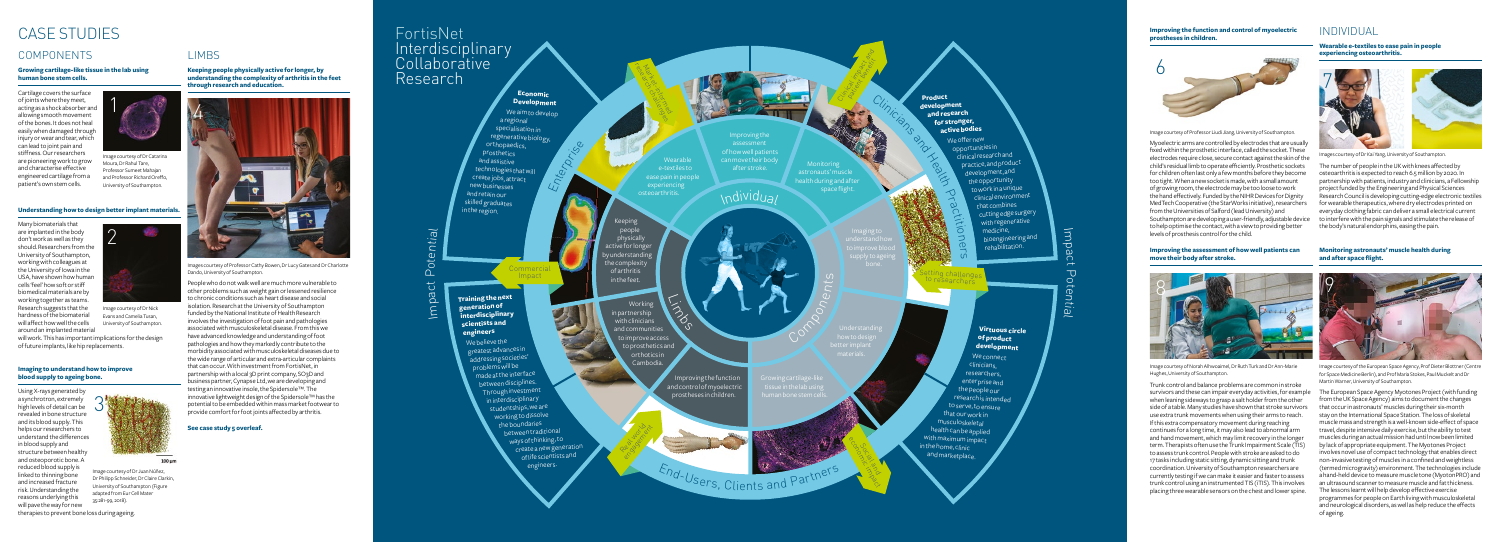# CASE STUDIES

## COMPONENTS

### Growing cartilage-like tissue in the lab using human bone stem cells.

Cartilage covers the surface of joints where they meet, acting as a shock absorber and allowing smooth movement of the bones. It does not heal easily when damaged through injury or wear and tear, which can lead to joint pain and stiffness. Our researchers are pioneering work to grow and characterise effective engineered cartilage from a patient's own stem cells.

Image courtesy of Dr Catarina Moura, Dr Rahul Tare, Professor Sumeet Mahajan and Professor Richard Oreffo, University of Southampton.

### Understanding how to design better implant materials.

Many biomaterials that are implanted in the body don't work as well as they should. Researchers from the University of Southampton, working with colleagues at the University of Iowa in the USA, have shown how human cells 'feel' how soft or stiff biomedical materials are by working together as teams. Research suggests that the hardness of the biomaterial will affect how well the cells around an implanted material will work. This has important implications for the design of future implants, like hip replacements.

Image courtesy of Dr Nick Evans and Cornelia Tsvan, University of Southampton.

### Imaging to understand how to improve blood supply to ageing bone.

Using X-rays generated by a synchrotron, extremely high levels of detail can be revealed in bone structure and its blood supply. This helps our researchers to understand the differences in blood supply and structure between healthy and osteoporotic bone. A reduced blood supply is linked to thinning bone and increased fracture risk. Understanding the reasons underlying this will pave the way for new therapies to prevent bone loss during ageing.

Image courtesy of Dr Juan Núñez, Dr Philipp Schneider, Dr Claire Clarkin, University of Southampton (Figure adapted from Eur Cell Mater 35:281-99, 2018).

## LIMBS

### Keeping people physically active for longer, by understanding the complexity of arthritis in the feet through research and education.

Images courtesy of Professor Cathy Bowen, Dr Lucy Gates and Dr Charlotte Dando, University of Southampton.

People who do not walk well are much more vulnerable to other problems such as weight gain or lessened resilience to chronic conditions such as heart disease and social isolation. Research at the University of Southampton, funded by the National Institute of Health Research involves the investigation of foot pain and pathologies associated with musculoskeletal disease. From this we have advanced knowledge and understanding of foot pathologies and how they markedly contribute to the morbidity associated with musculoskeletal diseases due to the wide range of articular and extra-articular complaints that can occur. With investment from FortisNet, in partnership with a local 3D print company, SO3D and business partner, Cynapse Ltd, we are developing and testing an innovative insole, the Spidersole™. The innovative lightweight design of the Spidersole™ has the potential to be embedded within mass market footwear to provide comfort for foot joints affected by arthritis.

**See case study 5 overleaf.**

# FortisNet Interdisciplinary Collaborative Research

**Economic Development**

We aim to develop a regional specialisation in regenerative biology, orthopaedics, prosthetics and assistive technologies that will create jobs, attract new businesses and retain our skilled graduates in the region.

**Training the next generation of interdisciplinary scientists and engineers**

We believe the greatest advances in addressing societies' problems will be made at the interface between disciplines. Through investment in interdisciplinary studentships, we are working to dissolve the boundaries between traditional ways of thinking, to create a new generation of life scientists and engineers.

**Product development and research for stronger, active bodies**

We offer new opportunities in clinical research and practice, and product development, and the opportunity to work in a unique clinical environment that combines cutting edge surgery with regenerative medicine, bioengineering and rehabilitation.

**Virtuous circle of product development**

We connect clinicians, researchers, enterprise and the people our research is intended to serve, to ensure that our work in musculoskeletal health can be applied with maximum impact in the home, clinic and marketplace.

Impact Potential · Enterprise · Commercial impact · Clinicians and Health Practitioners · Setting challenges to researchers · End-Users, Clients and Partners · Individual · Limbs · Components

Individual: Wearable e-textiles to ease pain in people experiencing osteoarthritis. Improving the assessment of how well patients can move their body after stroke. Monitoring astronauts' muscle health during and after space flight.

Limbs: Keeping people physically active for longer by understanding the complexity of arthritis in the feet. Working in partnership with clinicians and communities to improve access to prosthetics and orthotics in Cambodia. Improving the function and control of myoelectric prostheses in children.

Components: Imaging to understand how to improve blood supply to ageing bone. Understanding how to design better implant materials. Growing cartilage-like tissue in the lab using human bone stem cells.

### Improving the function and control of myoelectric prostheses in children.

Image courtesy of Professor Liudi Jiang, University of Southampton.

Myoelectric arms are controlled by electrodes that are usually fixed within the prosthetic interface, called the socket. These electrodes require close, secure contact against the skin of the child's residual limb to operate efficiently. Prosthetic sockets for children often last only a few months before they become too tight. When a new socket is made, with a small amount of growing room, the electrode may be too loose to work the hand effectively. Funded by the NIHR Devices for Dignity MedTech Cooperative (the StarWorks initiative), researchers from the Universities of Salford (lead University) and Southampton are developing a user-friendly, adjustable device to help optimise the contact, with a view to providing better levels of prosthesis control for the child.

### Improving the assessment of how well patients can move their body after stroke.

Image courtesy of Norah Alhwoaimel, Dr Ruth Turk and Dr Ann-Marie Hughes, University of Southampton.

Trunk control and balance problems are common in stroke survivors and these can impair everyday activities, for example when leaning sideways to grasp a salt holder from the other side of a table. Many studies have shown that stroke survivors use extra trunk movements when using their arms to reach. If this extra compensatory movement during reaching continues for a long time, it may also lead to abnormal arm and hand movement, which may limit recovery in the longer term. Therapists often use the Trunk Impairment Scale (TIS) to assess trunk control. People with stroke are asked to do 17 tasks including static sitting, dynamic sitting and trunk coordination. University of Southampton researchers are currently testing if we can make it easier and faster to assess trunk control using an instrumented TIS (iTIS). This involves placing three wearable sensors on the chest and lower spine.

## INDIVIDUAL

### Wearable e-textiles to ease pain in people experiencing osteoarthritis.

Images courtesy of Dr Kai Yang, University of Southampton.

The number of people in the UK with knees affected by osteoarthritis is expected to reach 6.5 million by 2020. In partnership with patients, industry and clinicians, a Fellowship project funded by the Engineering and Physical Sciences Research Council is developing cutting-edge electronic textiles for wearable therapeutics, where dry electrodes printed on everyday clothing fabric can deliver a small electrical current to interfere with the pain signals and stimulate the release of the body's natural endorphins, easing the pain.

### Monitoring astronauts' muscle health during and after space flight.

Image courtesy of the European Space Agency, Prof Dieter Blottner (Centre for Space Medicine Berlin), and Prof Maria Stokes, Paul Muckelt and Dr Martin Warner, University of Southampton.

The European Space Agency Myotones Project (with funding from the UK Space Agency) aims to document the changes that occur in astronauts' muscles during their six-month stay on the International Space Station. The loss of skeletal muscle mass and strength is a well-known side-effect of space travel, despite intensive daily exercise, but the ability to test muscles during an actual mission had until now been limited by lack of appropriate equipment. The Myotones Project involves novel use of compact technology that enables direct non-invasive testing of muscles in a confined and weightless (termed microgravity) environment. The technologies include a hand-held device to measure muscle tone (MyotonPRO) and an ultrasound scanner to measure muscle and fat thickness. The lessons learnt will help develop effective exercise programmes for people on Earth living with musculoskeletal and neurological disorders, as well as help reduce the effects of ageing.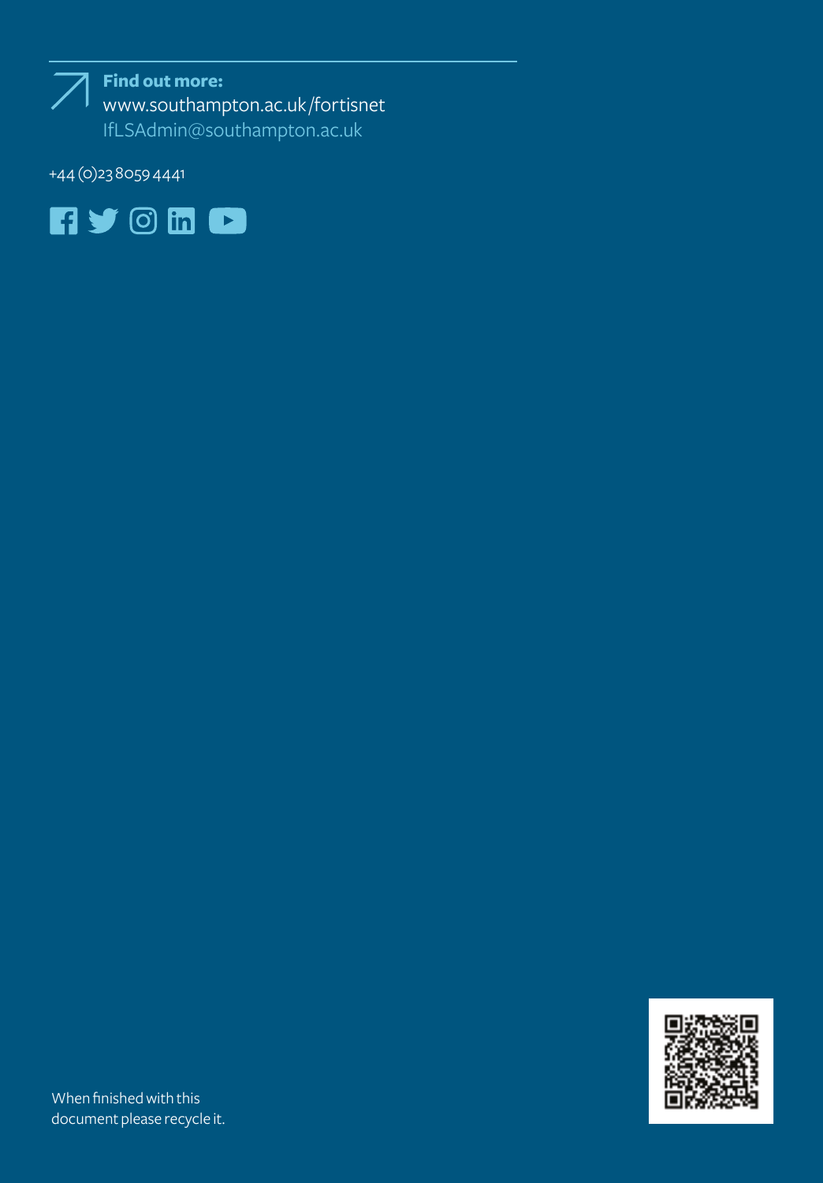**Find out more:**
www.southampton.ac.uk/fortisnet
IfLSAdmin@southampton.ac.uk

+44 (0)23 8059 4441

When finished with this
document please recycle it.